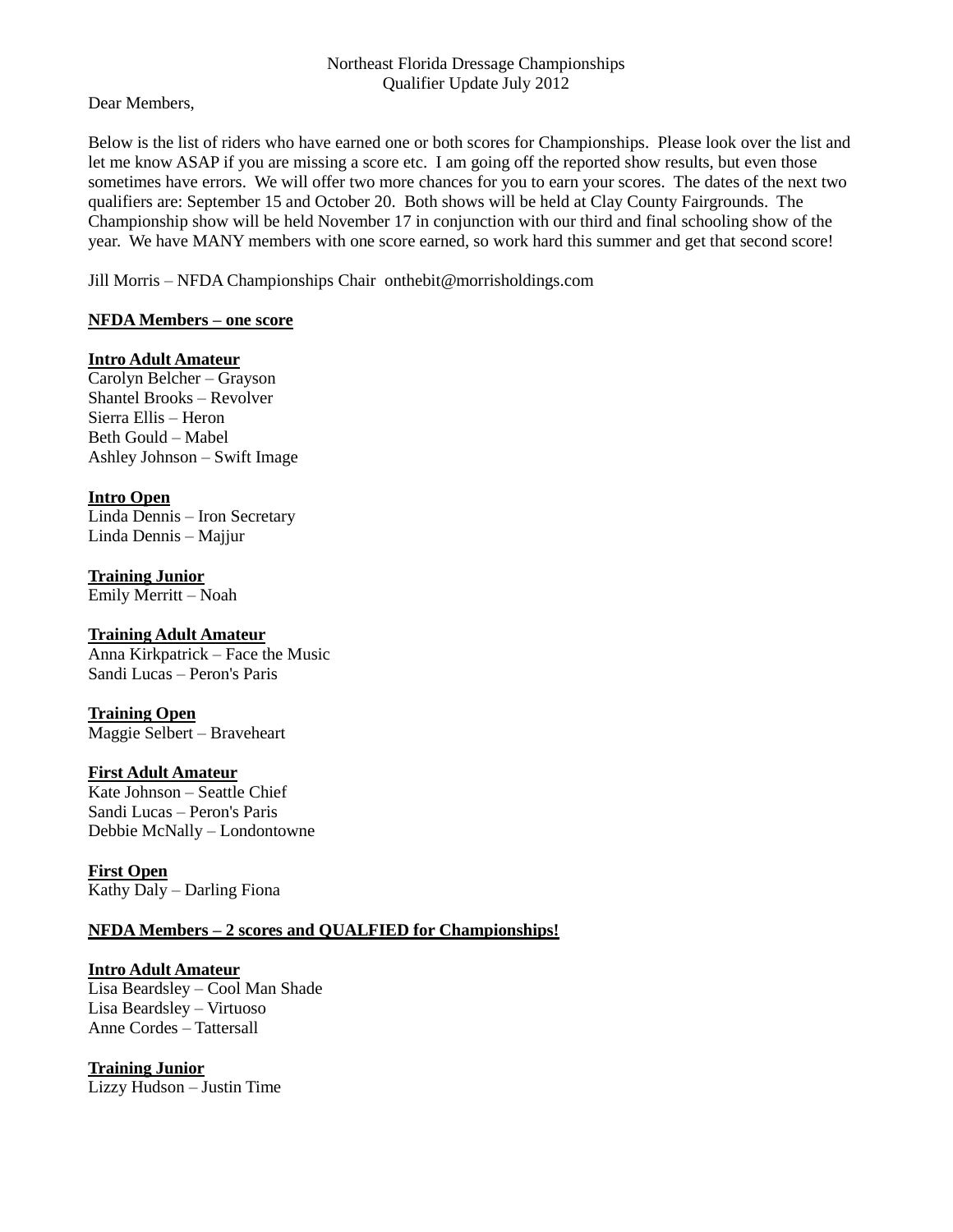Northeast Florida Dressage Championships
Qualifier Update July 2012

Dear Members,

Below is the list of riders who have earned one or both scores for Championships. Please look over the list and let me know ASAP if you are missing a score etc. I am going off the reported show results, but even those sometimes have errors. We will offer two more chances for you to earn your scores. The dates of the next two qualifiers are: September 15 and October 20. Both shows will be held at Clay County Fairgrounds. The Championship show will be held November 17 in conjunction with our third and final schooling show of the year. We have MANY members with one score earned, so work hard this summer and get that second score!

Jill Morris – NFDA Championships Chair onthebit@morrisholdings.com

**NFDA Members – one score**

**Intro Adult Amateur**
Carolyn Belcher – Grayson
Shantel Brooks – Revolver
Sierra Ellis – Heron
Beth Gould – Mabel
Ashley Johnson – Swift Image

**Intro Open**
Linda Dennis – Iron Secretary
Linda Dennis – Majjur

**Training Junior**
Emily Merritt – Noah

**Training Adult Amateur**
Anna Kirkpatrick – Face the Music
Sandi Lucas – Peron's Paris

**Training Open**
Maggie Selbert – Braveheart

**First Adult Amateur**
Kate Johnson – Seattle Chief
Sandi Lucas – Peron's Paris
Debbie McNally – Londontowne

**First Open**
Kathy Daly – Darling Fiona

**NFDA Members – 2 scores and QUALFIED for Championships!**

**Intro Adult Amateur**
Lisa Beardsley – Cool Man Shade
Lisa Beardsley – Virtuoso
Anne Cordes – Tattersall

**Training Junior**
Lizzy Hudson – Justin Time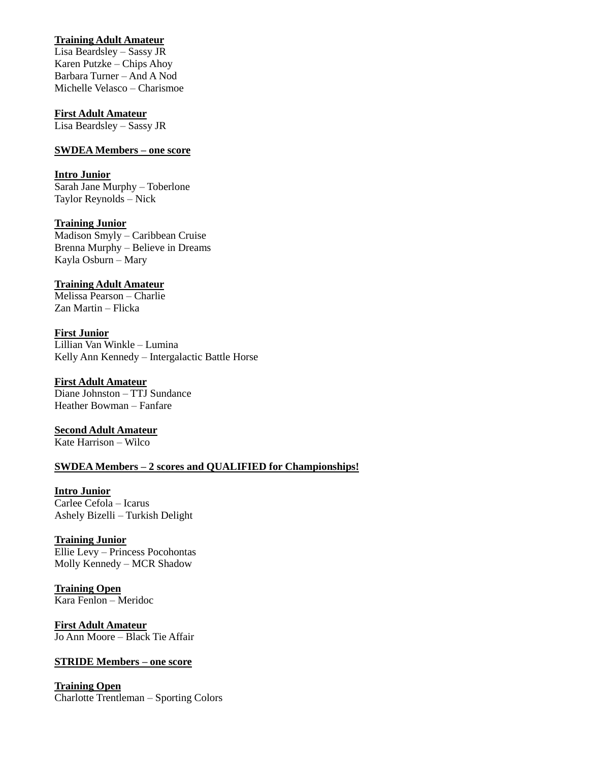**Training Adult Amateur**
Lisa Beardsley – Sassy JR
Karen Putzke – Chips Ahoy
Barbara Turner – And A Nod
Michelle Velasco – Charismoe

**First Adult Amateur**
Lisa Beardsley – Sassy JR

**SWDEA Members – one score**

**Intro Junior**
Sarah Jane Murphy – Toberlone
Taylor Reynolds – Nick

**Training Junior**
Madison Smyly – Caribbean Cruise
Brenna Murphy – Believe in Dreams
Kayla Osburn – Mary

**Training Adult Amateur**
Melissa Pearson – Charlie
Zan Martin – Flicka

**First Junior**
Lillian Van Winkle – Lumina
Kelly Ann Kennedy – Intergalactic Battle Horse

**First Adult Amateur**
Diane Johnston – TTJ Sundance
Heather Bowman – Fanfare

**Second Adult Amateur**
Kate Harrison – Wilco

**SWDEA Members – 2 scores and QUALIFIED for Championships!**

**Intro Junior**
Carlee Cefola – Icarus
Ashely Bizelli – Turkish Delight

**Training Junior**
Ellie Levy – Princess Pocohontas
Molly Kennedy – MCR Shadow

**Training Open**
Kara Fenlon – Meridoc

**First Adult Amateur**
Jo Ann Moore – Black Tie Affair

**STRIDE Members – one score**

**Training Open**
Charlotte Trentleman – Sporting Colors